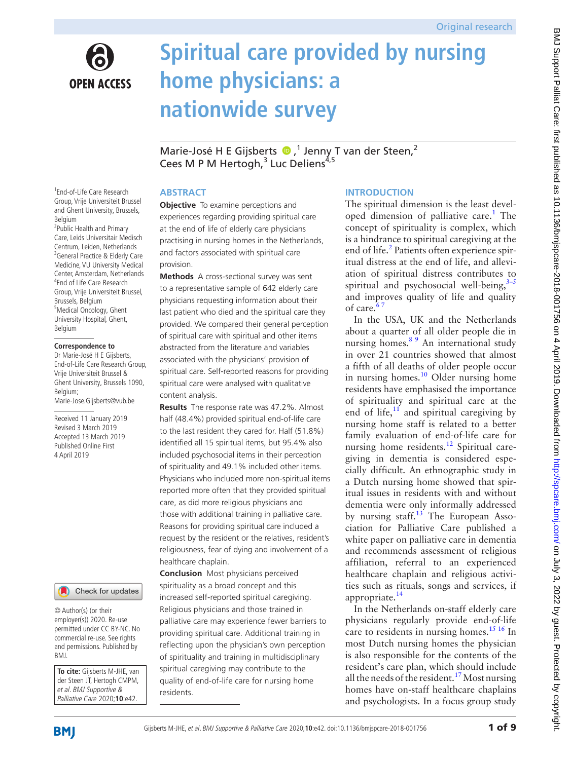Original research

# Spiritual care provided by nursing home physicians: a nationwide survey

Marie-José H E Gijsberts,[1] Jenny T van der Steen,[2] Cees M P M Hertogh,[3] Luc Deliens[4,5]

[1]End-of-Life Care Research Group, Vrije Universiteit Brussel and Ghent University, Brussels, Belgium
[2]Public Health and Primary Care, Leids Universitair Medisch Centrum, Leiden, Netherlands
[3]General Practice & Elderly Care Medicine, VU University Medical Center, Amsterdam, Netherlands
[4]End of Life Care Research Group, Vrije Universiteit Brussel, Brussels, Belgium
[5]Medical Oncology, Ghent University Hospital, Ghent, Belgium

**Correspondence to**
Dr Marie-José H E Gijsberts, End-of-Life Care Research Group, Vrije Universiteit Brussel & Ghent University, Brussels 1090, Belgium; Marie-Jose.Gijsberts@vub.be

Received 11 January 2019
Revised 3 March 2019
Accepted 13 March 2019
Published Online First 4 April 2019

© Author(s) (or their employer(s)) 2020. Re-use permitted under CC BY-NC. No commercial re-use. See rights and permissions. Published by BMJ.

**To cite:** Gijsberts M-JHE, van der Steen JT, Hertogh CMPM, *et al. BMJ Supportive & Palliative Care* 2020;**10**:e42.

## ABSTRACT

**Objective** To examine perceptions and experiences regarding providing spiritual care at the end of life of elderly care physicians practising in nursing homes in the Netherlands, and factors associated with spiritual care provision.

**Methods** A cross-sectional survey was sent to a representative sample of 642 elderly care physicians requesting information about their last patient who died and the spiritual care they provided. We compared their general perception of spiritual care with spiritual and other items abstracted from the literature and variables associated with the physicians' provision of spiritual care. Self-reported reasons for providing spiritual care were analysed with qualitative content analysis.

**Results** The response rate was 47.2%. Almost half (48.4%) provided spiritual end-of-life care to the last resident they cared for. Half (51.8%) identified all 15 spiritual items, but 95.4% also included psychosocial items in their perception of spirituality and 49.1% included other items. Physicians who included more non-spiritual items reported more often that they provided spiritual care, as did more religious physicians and those with additional training in palliative care. Reasons for providing spiritual care included a request by the resident or the relatives, resident's religiousness, fear of dying and involvement of a healthcare chaplain.

**Conclusion** Most physicians perceived spirituality as a broad concept and this increased self-reported spiritual caregiving. Religious physicians and those trained in palliative care may experience fewer barriers to providing spiritual care. Additional training in reflecting upon the physician's own perception of spirituality and training in multidisciplinary spiritual caregiving may contribute to the quality of end-of-life care for nursing home residents.

## INTRODUCTION

The spiritual dimension is the least developed dimension of palliative care.[1] The concept of spirituality is complex, which is a hindrance to spiritual caregiving at the end of life.[2] Patients often experience spiritual distress at the end of life, and alleviation of spiritual distress contributes to spiritual and psychosocial well-being,[3–5] and improves quality of life and quality of care.[6,7]

In the USA, UK and the Netherlands about a quarter of all older people die in nursing homes.[8,9] An international study in over 21 countries showed that almost a fifth of all deaths of older people occur in nursing homes.[10] Older nursing home residents have emphasised the importance of spirituality and spiritual care at the end of life,[11] and spiritual caregiving by nursing home staff is related to a better family evaluation of end-of-life care for nursing home residents.[12] Spiritual caregiving in dementia is considered especially difficult. An ethnographic study in a Dutch nursing home showed that spiritual issues in residents with and without dementia were only informally addressed by nursing staff.[13] The European Association for Palliative Care published a white paper on palliative care in dementia and recommends assessment of religious affiliation, referral to an experienced healthcare chaplain and religious activities such as rituals, songs and services, if appropriate.[14]

In the Netherlands on-staff elderly care physicians regularly provide end-of-life care to residents in nursing homes.[15,16] In most Dutch nursing homes the physician is also responsible for the contents of the resident's care plan, which should include all the needs of the resident.[17] Most nursing homes have on-staff healthcare chaplains and psychologists. In a focus group study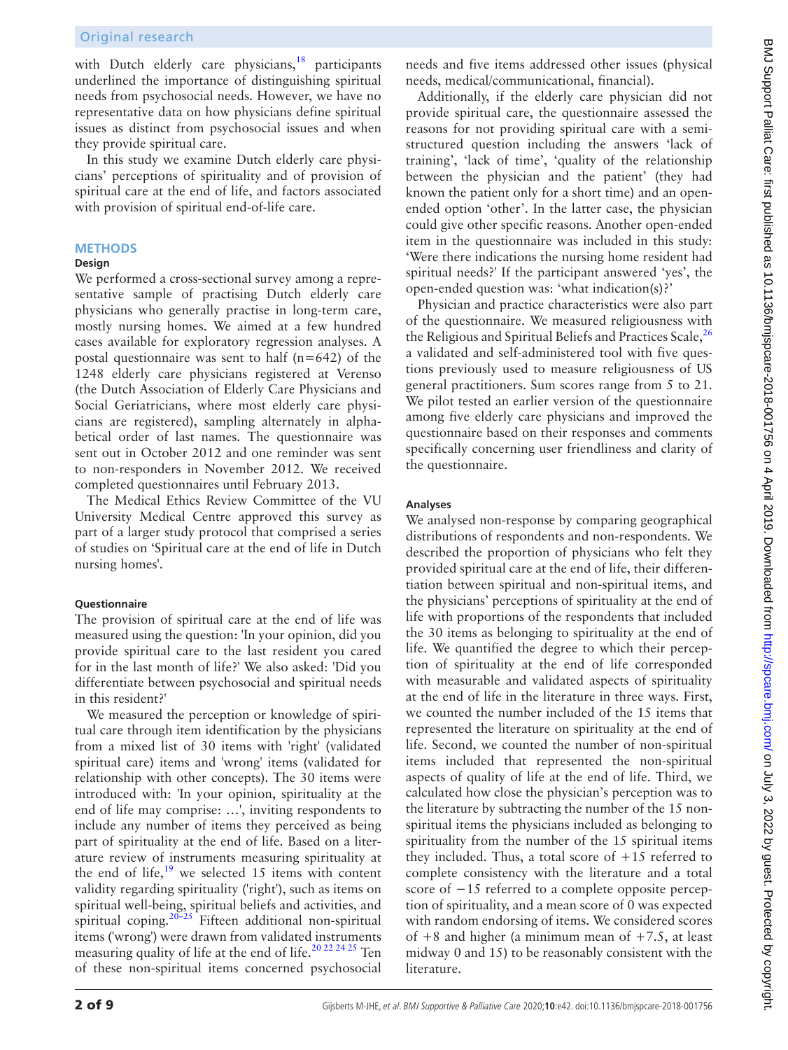with Dutch elderly care physicians,[18] participants underlined the importance of distinguishing spiritual needs from psychosocial needs. However, we have no representative data on how physicians define spiritual issues as distinct from psychosocial issues and when they provide spiritual care.

In this study we examine Dutch elderly care physicians' perceptions of spirituality and of provision of spiritual care at the end of life, and factors associated with provision of spiritual end-of-life care.

## METHODS

### Design

We performed a cross-sectional survey among a representative sample of practising Dutch elderly care physicians who generally practise in long-term care, mostly nursing homes. We aimed at a few hundred cases available for exploratory regression analyses. A postal questionnaire was sent to half (n=642) of the 1248 elderly care physicians registered at Verenso (the Dutch Association of Elderly Care Physicians and Social Geriatricians, where most elderly care physicians are registered), sampling alternately in alphabetical order of last names. The questionnaire was sent out in October 2012 and one reminder was sent to non-responders in November 2012. We received completed questionnaires until February 2013.

The Medical Ethics Review Committee of the VU University Medical Centre approved this survey as part of a larger study protocol that comprised a series of studies on 'Spiritual care at the end of life in Dutch nursing homes'.

### Questionnaire

The provision of spiritual care at the end of life was measured using the question: 'In your opinion, did you provide spiritual care to the last resident you cared for in the last month of life?' We also asked: 'Did you differentiate between psychosocial and spiritual needs in this resident?'

We measured the perception or knowledge of spiritual care through item identification by the physicians from a mixed list of 30 items with 'right' (validated spiritual care) items and 'wrong' items (validated for relationship with other concepts). The 30 items were introduced with: 'In your opinion, spirituality at the end of life may comprise: …', inviting respondents to include any number of items they perceived as being part of spirituality at the end of life. Based on a literature review of instruments measuring spirituality at the end of life,[19] we selected 15 items with content validity regarding spirituality ('right'), such as items on spiritual well-being, spiritual beliefs and activities, and spiritual coping.[20–25] Fifteen additional non-spiritual items ('wrong') were drawn from validated instruments measuring quality of life at the end of life.[20 22 24 25] Ten of these non-spiritual items concerned psychosocial needs and five items addressed other issues (physical needs, medical/communicational, financial).

Additionally, if the elderly care physician did not provide spiritual care, the questionnaire assessed the reasons for not providing spiritual care with a semi-structured question including the answers 'lack of training', 'lack of time', 'quality of the relationship between the physician and the patient' (they had known the patient only for a short time) and an open-ended option 'other'. In the latter case, the physician could give other specific reasons. Another open-ended item in the questionnaire was included in this study: 'Were there indications the nursing home resident had spiritual needs?' If the participant answered 'yes', the open-ended question was: 'what indication(s)?'

Physician and practice characteristics were also part of the questionnaire. We measured religiousness with the Religious and Spiritual Beliefs and Practices Scale,[26] a validated and self-administered tool with five questions previously used to measure religiousness of US general practitioners. Sum scores range from 5 to 21. We pilot tested an earlier version of the questionnaire among five elderly care physicians and improved the questionnaire based on their responses and comments specifically concerning user friendliness and clarity of the questionnaire.

### Analyses

We analysed non-response by comparing geographical distributions of respondents and non-respondents. We described the proportion of physicians who felt they provided spiritual care at the end of life, their differentiation between spiritual and non-spiritual items, and the physicians' perceptions of spirituality at the end of life with proportions of the respondents that included the 30 items as belonging to spirituality at the end of life. We quantified the degree to which their perception of spirituality at the end of life corresponded with measurable and validated aspects of spirituality at the end of life in the literature in three ways. First, we counted the number included of the 15 items that represented the literature on spirituality at the end of life. Second, we counted the number of non-spiritual items included that represented the non-spiritual aspects of quality of life at the end of life. Third, we calculated how close the physician's perception was to the literature by subtracting the number of the 15 non-spiritual items the physicians included as belonging to spirituality from the number of the 15 spiritual items they included. Thus, a total score of +15 referred to complete consistency with the literature and a total score of −15 referred to a complete opposite perception of spirituality, and a mean score of 0 was expected with random endorsing of items. We considered scores of +8 and higher (a minimum mean of +7.5, at least midway 0 and 15) to be reasonably consistent with the literature.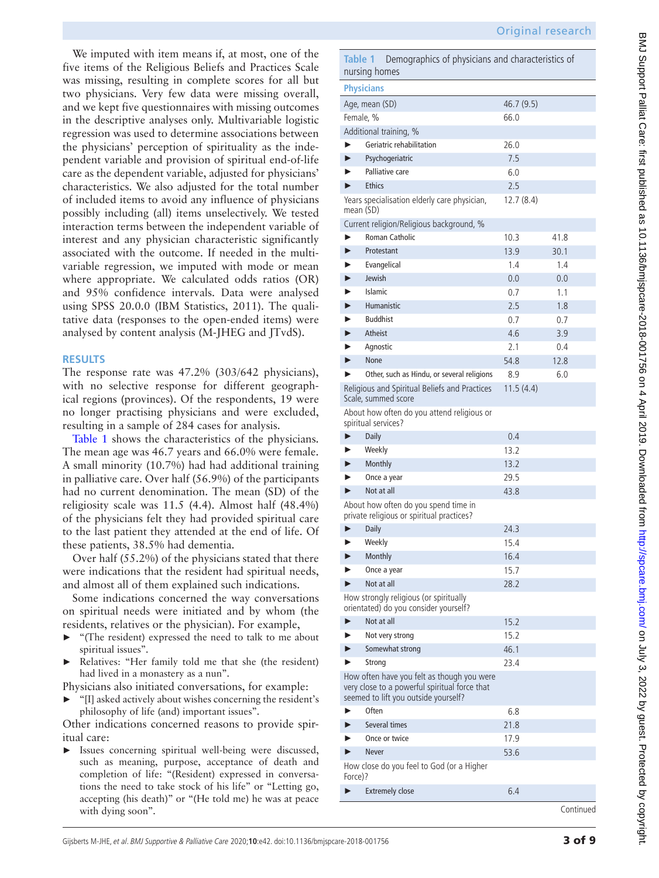We imputed with item means if, at most, one of the five items of the Religious Beliefs and Practices Scale was missing, resulting in complete scores for all but two physicians. Very few data were missing overall, and we kept five questionnaires with missing outcomes in the descriptive analyses only. Multivariable logistic regression was used to determine associations between the physicians' perception of spirituality as the independent variable and provision of spiritual end-of-life care as the dependent variable, adjusted for physicians' characteristics. We also adjusted for the total number of included items to avoid any influence of physicians possibly including (all) items unselectively. We tested interaction terms between the independent variable of interest and any physician characteristic significantly associated with the outcome. If needed in the multivariable regression, we imputed with mode or mean where appropriate. We calculated odds ratios (OR) and 95% confidence intervals. Data were analysed using SPSS 20.0.0 (IBM Statistics, 2011). The qualitative data (responses to the open-ended items) were analysed by content analysis (M-JHEG and JTvdS).

## RESULTS

The response rate was 47.2% (303/642 physicians), with no selective response for different geographical regions (provinces). Of the respondents, 19 were no longer practising physicians and were excluded, resulting in a sample of 284 cases for analysis.

Table 1 shows the characteristics of the physicians. The mean age was 46.7 years and 66.0% were female. A small minority (10.7%) had had additional training in palliative care. Over half (56.9%) of the participants had no current denomination. The mean (SD) of the religiosity scale was 11.5 (4.4). Almost half (48.4%) of the physicians felt they had provided spiritual care to the last patient they attended at the end of life. Of these patients, 38.5% had dementia.

Over half (55.2%) of the physicians stated that there were indications that the resident had spiritual needs, and almost all of them explained such indications.

Some indications concerned the way conversations on spiritual needs were initiated and by whom (the residents, relatives or the physician). For example,

- "(The resident) expressed the need to talk to me about spiritual issues".
- Relatives: "Her family told me that she (the resident) had lived in a monastery as a nun".

Physicians also initiated conversations, for example:

- "[I] asked actively about wishes concerning the resident's philosophy of life (and) important issues".

Other indications concerned reasons to provide spiritual care:

- Issues concerning spiritual well-being were discussed, such as meaning, purpose, acceptance of death and completion of life: "(Resident) expressed in conversations the need to take stock of his life" or "Letting go, accepting (his death)" or "(He told me) he was at peace with dying soon".

**Table 1** Demographics of physicians and characteristics of nursing homes

| **Physicians** | | |
|---|---|---|
| Age, mean (SD) | 46.7 (9.5) | |
| Female, % | 66.0 | |
| Additional training, % | | |
| ► Geriatric rehabilitation | 26.0 | |
| ► Psychogeriatric | 7.5 | |
| ► Palliative care | 6.0 | |
| ► Ethics | 2.5 | |
| Years specialisation elderly care physician, mean (SD) | 12.7 (8.4) | |
| Current religion/Religious background, % | | |
| ► Roman Catholic | 10.3 | 41.8 |
| ► Protestant | 13.9 | 30.1 |
| ► Evangelical | 1.4 | 1.4 |
| ► Jewish | 0.0 | 0.0 |
| ► Islamic | 0.7 | 1.1 |
| ► Humanistic | 2.5 | 1.8 |
| ► Buddhist | 0.7 | 0.7 |
| ► Atheist | 4.6 | 3.9 |
| ► Agnostic | 2.1 | 0.4 |
| ► None | 54.8 | 12.8 |
| ► Other, such as Hindu, or several religions | 8.9 | 6.0 |
| Religious and Spiritual Beliefs and Practices Scale, summed score | 11.5 (4.4) | |
| About how often do you attend religious or spiritual services? | | |
| ► Daily | 0.4 | |
| ► Weekly | 13.2 | |
| ► Monthly | 13.2 | |
| ► Once a year | 29.5 | |
| ► Not at all | 43.8 | |
| About how often do you spend time in private religious or spiritual practices? | | |
| ► Daily | 24.3 | |
| ► Weekly | 15.4 | |
| ► Monthly | 16.4 | |
| ► Once a year | 15.7 | |
| ► Not at all | 28.2 | |
| How strongly religious (or spiritually orientated) do you consider yourself? | | |
| ► Not at all | 15.2 | |
| ► Not very strong | 15.2 | |
| ► Somewhat strong | 46.1 | |
| ► Strong | 23.4 | |
| How often have you felt as though you were very close to a powerful spiritual force that seemed to lift you outside yourself? | | |
| ► Often | 6.8 | |
| ► Several times | 21.8 | |
| ► Once or twice | 17.9 | |
| ► Never | 53.6 | |
| How close do you feel to God (or a Higher Force)? | | |
| ► Extremely close | 6.4 | |

Continued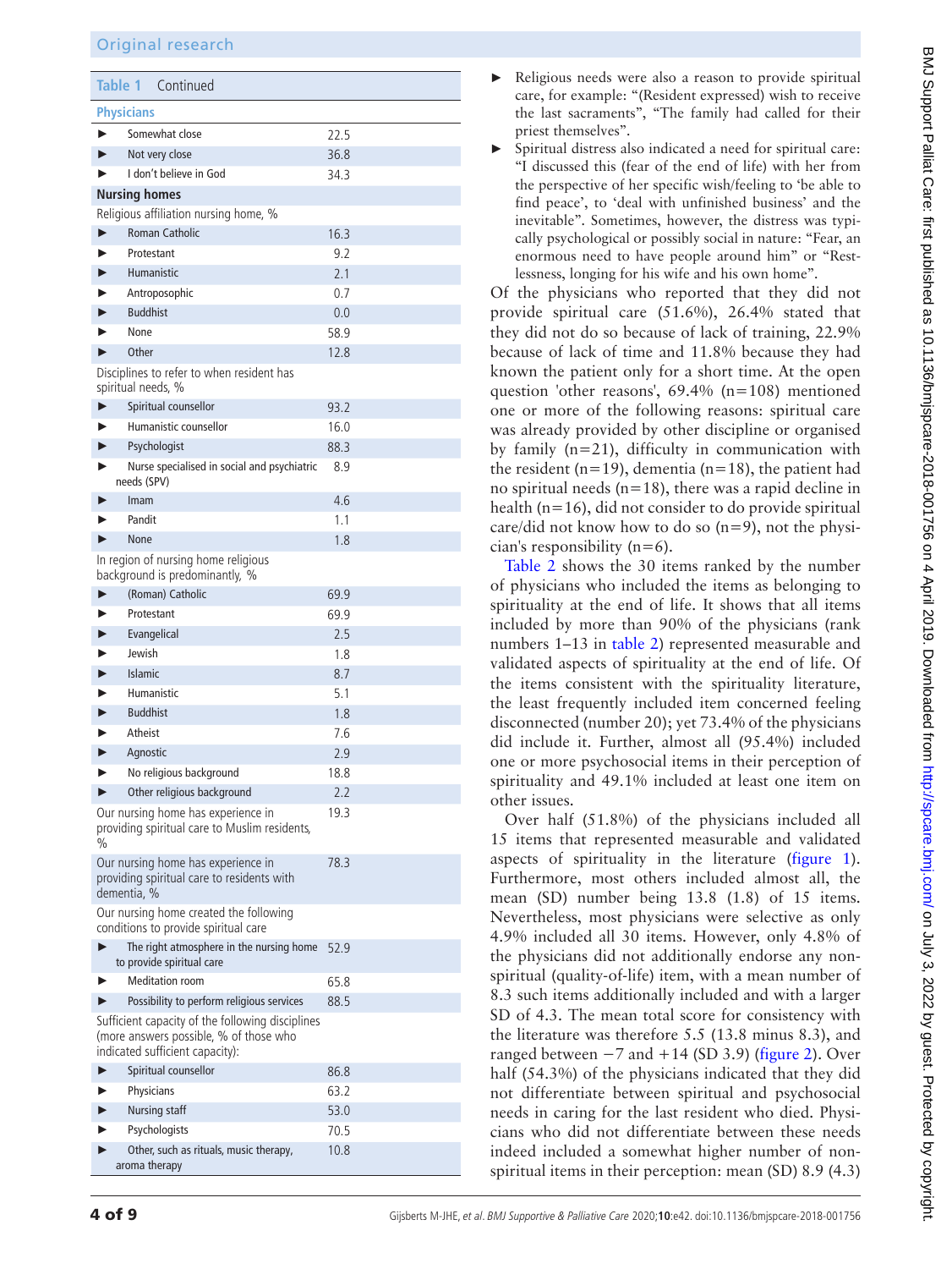**Table 1** Continued

| Physicians | |
|---|---|
| ► Somewhat close | 22.5 |
| ► Not very close | 36.8 |
| ► I don't believe in God | 34.3 |
| **Nursing homes** | |
| Religious affiliation nursing home, % | |
| ► Roman Catholic | 16.3 |
| ► Protestant | 9.2 |
| ► Humanistic | 2.1 |
| ► Antroposophic | 0.7 |
| ► Buddhist | 0.0 |
| ► None | 58.9 |
| ► Other | 12.8 |
| Disciplines to refer to when resident has spiritual needs, % | |
| ► Spiritual counsellor | 93.2 |
| ► Humanistic counsellor | 16.0 |
| ► Psychologist | 88.3 |
| ► Nurse specialised in social and psychiatric needs (SPV) | 8.9 |
| ► Imam | 4.6 |
| ► Pandit | 1.1 |
| ► None | 1.8 |
| In region of nursing home religious background is predominantly, % | |
| ► (Roman) Catholic | 69.9 |
| ► Protestant | 69.9 |
| ► Evangelical | 2.5 |
| ► Jewish | 1.8 |
| ► Islamic | 8.7 |
| ► Humanistic | 5.1 |
| ► Buddhist | 1.8 |
| ► Atheist | 7.6 |
| ► Agnostic | 2.9 |
| ► No religious background | 18.8 |
| ► Other religious background | 2.2 |
| Our nursing home has experience in providing spiritual care to Muslim residents, % | 19.3 |
| Our nursing home has experience in providing spiritual care to residents with dementia, % | 78.3 |
| Our nursing home created the following conditions to provide spiritual care | |
| ► The right atmosphere in the nursing home to provide spiritual care | 52.9 |
| ► Meditation room | 65.8 |
| ► Possibility to perform religious services | 88.5 |
| Sufficient capacity of the following disciplines (more answers possible, % of those who indicated sufficient capacity): | |
| ► Spiritual counsellor | 86.8 |
| ► Physicians | 63.2 |
| ► Nursing staff | 53.0 |
| ► Psychologists | 70.5 |
| ► Other, such as rituals, music therapy, aroma therapy | 10.8 |

- Religious needs were also a reason to provide spiritual care, for example: "(Resident expressed) wish to receive the last sacraments", "The family had called for their priest themselves".
- Spiritual distress also indicated a need for spiritual care: "I discussed this (fear of the end of life) with her from the perspective of her specific wish/feeling to 'be able to find peace', to 'deal with unfinished business' and the inevitable". Sometimes, however, the distress was typically psychological or possibly social in nature: "Fear, an enormous need to have people around him" or "Restlessness, longing for his wife and his own home".

Of the physicians who reported that they did not provide spiritual care (51.6%), 26.4% stated that they did not do so because of lack of training, 22.9% because of lack of time and 11.8% because they had known the patient only for a short time. At the open question 'other reasons', 69.4% (n=108) mentioned one or more of the following reasons: spiritual care was already provided by other discipline or organised by family (n=21), difficulty in communication with the resident (n=19), dementia (n=18), the patient had no spiritual needs (n=18), there was a rapid decline in health (n=16), did not consider to do provide spiritual care/did not know how to do so (n=9), not the physician's responsibility (n=6).

Table 2 shows the 30 items ranked by the number of physicians who included the items as belonging to spirituality at the end of life. It shows that all items included by more than 90% of the physicians (rank numbers 1–13 in table 2) represented measurable and validated aspects of spirituality at the end of life. Of the items consistent with the spirituality literature, the least frequently included item concerned feeling disconnected (number 20); yet 73.4% of the physicians did include it. Further, almost all (95.4%) included one or more psychosocial items in their perception of spirituality and 49.1% included at least one item on other issues.

Over half (51.8%) of the physicians included all 15 items that represented measurable and validated aspects of spirituality in the literature (figure 1). Furthermore, most others included almost all, the mean (SD) number being 13.8 (1.8) of 15 items. Nevertheless, most physicians were selective as only 4.9% included all 30 items. However, only 4.8% of the physicians did not additionally endorse any non-spiritual (quality-of-life) item, with a mean number of 8.3 such items additionally included and with a larger SD of 4.3. The mean total score for consistency with the literature was therefore 5.5 (13.8 minus 8.3), and ranged between −7 and +14 (SD 3.9) (figure 2). Over half (54.3%) of the physicians indicated that they did not differentiate between spiritual and psychosocial needs in caring for the last resident who died. Physicians who did not differentiate between these needs indeed included a somewhat higher number of non-spiritual items in their perception: mean (SD) 8.9 (4.3)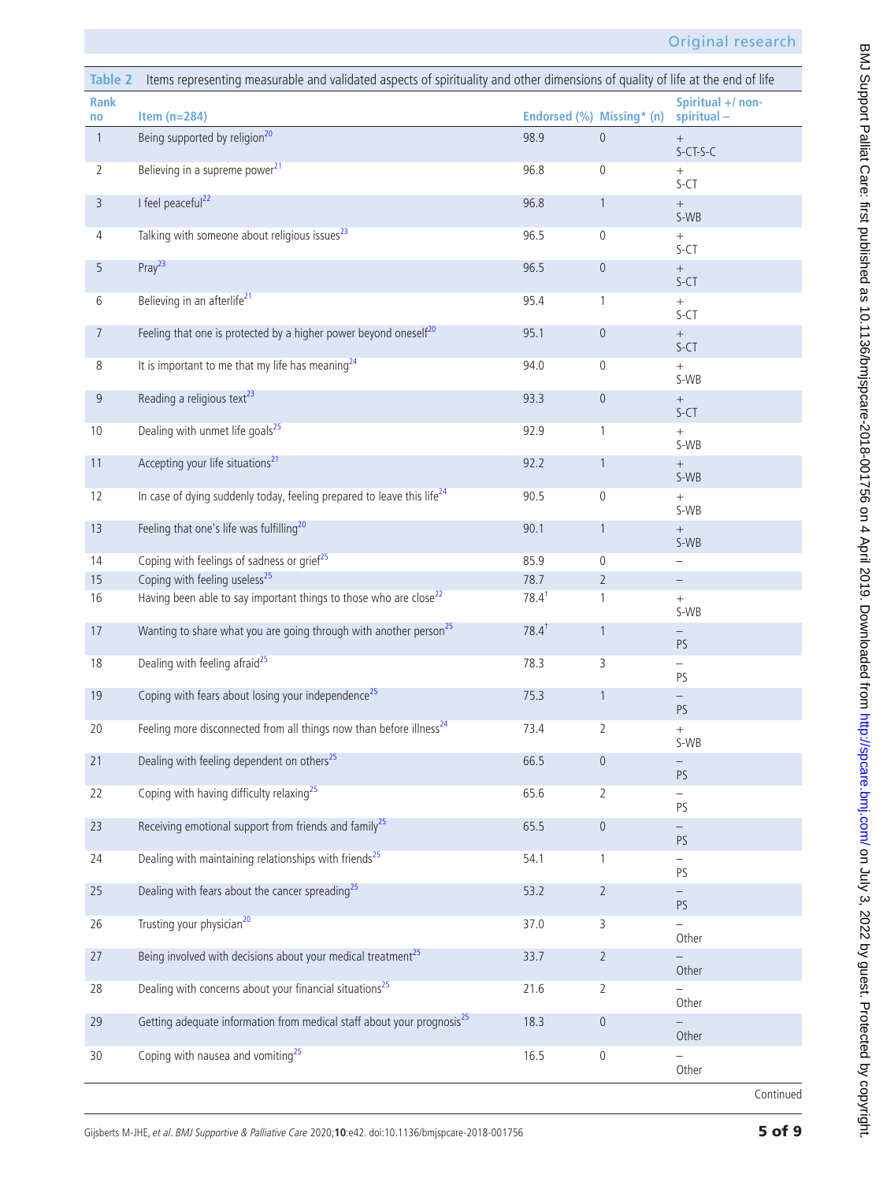**Table 2** Items representing measurable and validated aspects of spirituality and other dimensions of quality of life at the end of life

| Rank no | Item (n=284) | Endorsed (%) | Missing* (n) | Spiritual +/ non-spiritual – |
|---|---|---|---|---|
| 1 | Being supported by religion[20] | 98.9 | 0 | + S-CT-S-C |
| 2 | Believing in a supreme power[21] | 96.8 | 0 | + S-CT |
| 3 | I feel peaceful[22] | 96.8 | 1 | + S-WB |
| 4 | Talking with someone about religious issues[23] | 96.5 | 0 | + S-CT |
| 5 | Pray[23] | 96.5 | 0 | + S-CT |
| 6 | Believing in an afterlife[21] | 95.4 | 1 | + S-CT |
| 7 | Feeling that one is protected by a higher power beyond oneself[20] | 95.1 | 0 | + S-CT |
| 8 | It is important to me that my life has meaning[24] | 94.0 | 0 | + S-WB |
| 9 | Reading a religious text[23] | 93.3 | 0 | + S-CT |
| 10 | Dealing with unmet life goals[25] | 92.9 | 1 | + S-WB |
| 11 | Accepting your life situations[21] | 92.2 | 1 | + S-WB |
| 12 | In case of dying suddenly today, feeling prepared to leave this life[24] | 90.5 | 0 | + S-WB |
| 13 | Feeling that one's life was fulfilling[20] | 90.1 | 1 | + S-WB |
| 14 | Coping with feelings of sadness or grief[25] | 85.9 | 0 | – |
| 15 | Coping with feeling useless[25] | 78.7 | 2 | – |
| 16 | Having been able to say important things to those who are close[22] | 78.4† | 1 | + S-WB |
| 17 | Wanting to share what you are going through with another person[25] | 78.4† | 1 | – PS |
| 18 | Dealing with feeling afraid[25] | 78.3 | 3 | – PS |
| 19 | Coping with fears about losing your independence[25] | 75.3 | 1 | – PS |
| 20 | Feeling more disconnected from all things now than before illness[24] | 73.4 | 2 | + S-WB |
| 21 | Dealing with feeling dependent on others[25] | 66.5 | 0 | – PS |
| 22 | Coping with having difficulty relaxing[25] | 65.6 | 2 | – PS |
| 23 | Receiving emotional support from friends and family[25] | 65.5 | 0 | – PS |
| 24 | Dealing with maintaining relationships with friends[25] | 54.1 | 1 | – PS |
| 25 | Dealing with fears about the cancer spreading[25] | 53.2 | 2 | – PS |
| 26 | Trusting your physician[20] | 37.0 | 3 | – Other |
| 27 | Being involved with decisions about your medical treatment[25] | 33.7 | 2 | – Other |
| 28 | Dealing with concerns about your financial situations[25] | 21.6 | 2 | – Other |
| 29 | Getting adequate information from medical staff about your prognosis[25] | 18.3 | 0 | – Other |
| 30 | Coping with nausea and vomiting[25] | 16.5 | 0 | – Other |

Continued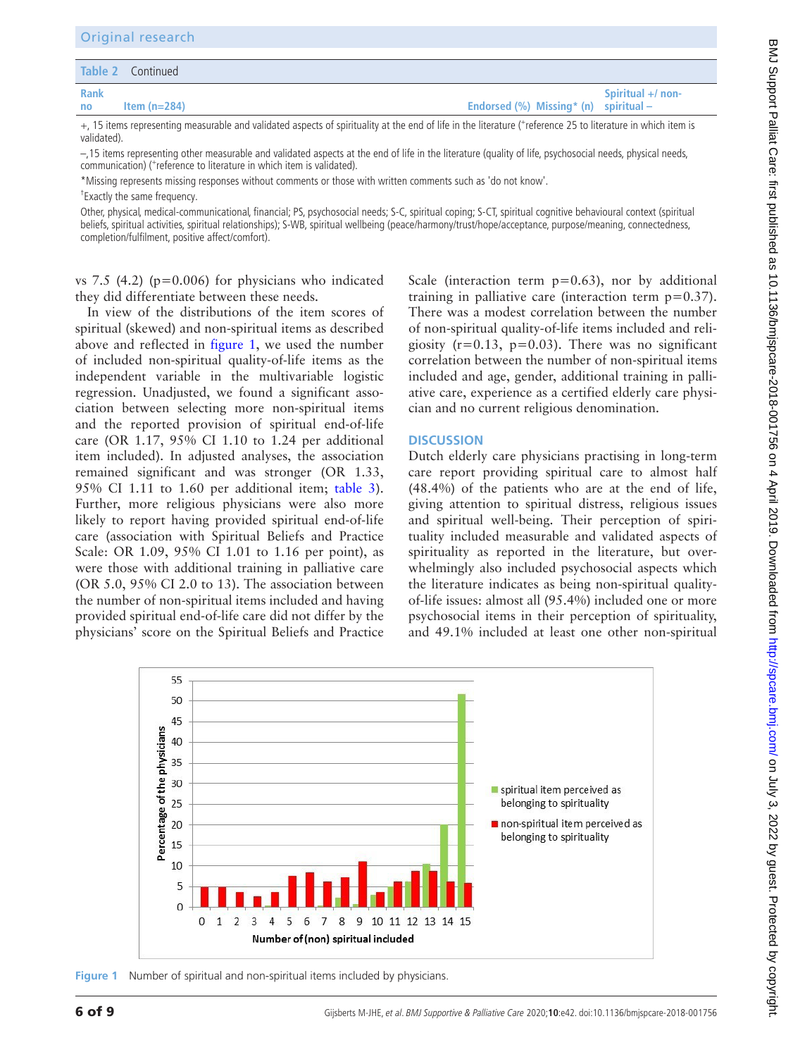**Table 2** Continued

| Rank no | Item (n=284) | Endorsed (%) | Missing* (n) | Spiritual +/ non-spiritual – |
|---|---|---|---|---|

+, 15 items representing measurable and validated aspects of spirituality at the end of life in the literature (+reference 25 to literature in which item is validated).

–,15 items representing other measurable and validated aspects at the end of life in the literature (quality of life, psychosocial needs, physical needs, communication) (+reference to literature in which item is validated).

*Missing represents missing responses without comments or those with written comments such as 'do not know'.

†Exactly the same frequency.

Other, physical, medical-communicational, financial; PS, psychosocial needs; S-C, spiritual coping; S-CT, spiritual cognitive behavioural context (spiritual beliefs, spiritual activities, spiritual relationships); S-WB, spiritual wellbeing (peace/harmony/trust/hope/acceptance, purpose/meaning, connectedness, completion/fulfilment, positive affect/comfort).

vs 7.5 (4.2) (p=0.006) for physicians who indicated they did differentiate between these needs.

In view of the distributions of the item scores of spiritual (skewed) and non-spiritual items as described above and reflected in figure 1, we used the number of included non-spiritual quality-of-life items as the independent variable in the multivariable logistic regression. Unadjusted, we found a significant association between selecting more non-spiritual items and the reported provision of spiritual end-of-life care (OR 1.17, 95% CI 1.10 to 1.24 per additional item included). In adjusted analyses, the association remained significant and was stronger (OR 1.33, 95% CI 1.11 to 1.60 per additional item; table 3). Further, more religious physicians were also more likely to report having provided spiritual end-of-life care (association with Spiritual Beliefs and Practice Scale: OR 1.09, 95% CI 1.01 to 1.16 per point), as were those with additional training in palliative care (OR 5.0, 95% CI 2.0 to 13). The association between the number of non-spiritual items included and having provided spiritual end-of-life care did not differ by the physicians' score on the Spiritual Beliefs and Practice Scale (interaction term p=0.63), nor by additional training in palliative care (interaction term p=0.37). There was a modest correlation between the number of non-spiritual quality-of-life items included and religiosity (r=0.13, p=0.03). There was no significant correlation between the number of non-spiritual items included and age, gender, additional training in palliative care, experience as a certified elderly care physician and no current religious denomination.

## DISCUSSION

Dutch elderly care physicians practising in long-term care report providing spiritual care to almost half (48.4%) of the patients who are at the end of life, giving attention to spiritual distress, religious issues and spiritual well-being. Their perception of spirituality included measurable and validated aspects of spirituality as reported in the literature, but overwhelmingly also included psychosocial aspects which the literature indicates as being non-spiritual quality-of-life issues: almost all (95.4%) included one or more psychosocial items in their perception of spirituality, and 49.1% included at least one other non-spiritual

Figure 1 Number of spiritual and non-spiritual items included by physicians.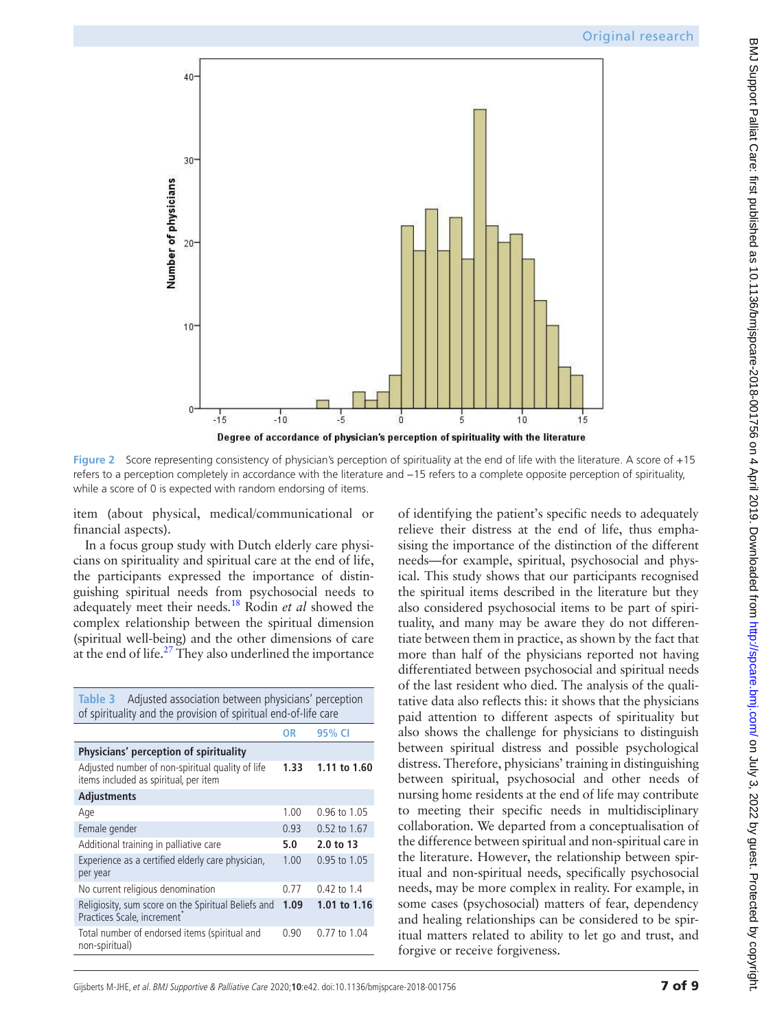Figure 2 Score representing consistency of physician's perception of spirituality at the end of life with the literature. A score of +15 refers to a perception completely in accordance with the literature and −15 refers to a complete opposite perception of spirituality, while a score of 0 is expected with random endorsing of items.

item (about physical, medical/communicational or financial aspects).

In a focus group study with Dutch elderly care physicians on spirituality and spiritual care at the end of life, the participants expressed the importance of distinguishing spiritual needs from psychosocial needs to adequately meet their needs.[18] Rodin *et al* showed the complex relationship between the spiritual dimension (spiritual well-being) and the other dimensions of care at the end of life.[27] They also underlined the importance of identifying the patient's specific needs to adequately relieve their distress at the end of life, thus emphasising the importance of the distinction of the different needs—for example, spiritual, psychosocial and physical. This study shows that our participants recognised the spiritual items described in the literature but they also considered psychosocial items to be part of spirituality, and many may be aware they do not differentiate between them in practice, as shown by the fact that more than half of the physicians reported not having differentiated between psychosocial and spiritual needs of the last resident who died. The analysis of the qualitative data also reflects this: it shows that the physicians paid attention to different aspects of spirituality but also shows the challenge for physicians to distinguish between spiritual distress and possible psychological distress. Therefore, physicians' training in distinguishing between spiritual, psychosocial and other needs of nursing home residents at the end of life may contribute to meeting their specific needs in multidisciplinary collaboration. We departed from a conceptualisation of the difference between spiritual and non-spiritual care in the literature. However, the relationship between spiritual and non-spiritual needs, specifically psychosocial needs, may be more complex in reality. For example, in some cases (psychosocial) matters of fear, dependency and healing relationships can be considered to be spiritual matters related to ability to let go and trust, and forgive or receive forgiveness.

**Table 3** Adjusted association between physicians' perception of spirituality and the provision of spiritual end-of-life care

| | OR | 95% CI |
|---|---|---|
| **Physicians' perception of spirituality** | | |
| Adjusted number of non-spiritual quality of life items included as spiritual, per item | **1.33** | **1.11 to 1.60** |
| **Adjustments** | | |
| Age | 1.00 | 0.96 to 1.05 |
| Female gender | 0.93 | 0.52 to 1.67 |
| Additional training in palliative care | **5.0** | **2.0 to 13** |
| Experience as a certified elderly care physician, per year | 1.00 | 0.95 to 1.05 |
| No current religious denomination | 0.77 | 0.42 to 1.4 |
| Religiosity, sum score on the Spiritual Beliefs and Practices Scale, increment* | **1.09** | **1.01 to 1.16** |
| Total number of endorsed items (spiritual and non-spiritual) | 0.90 | 0.77 to 1.04 |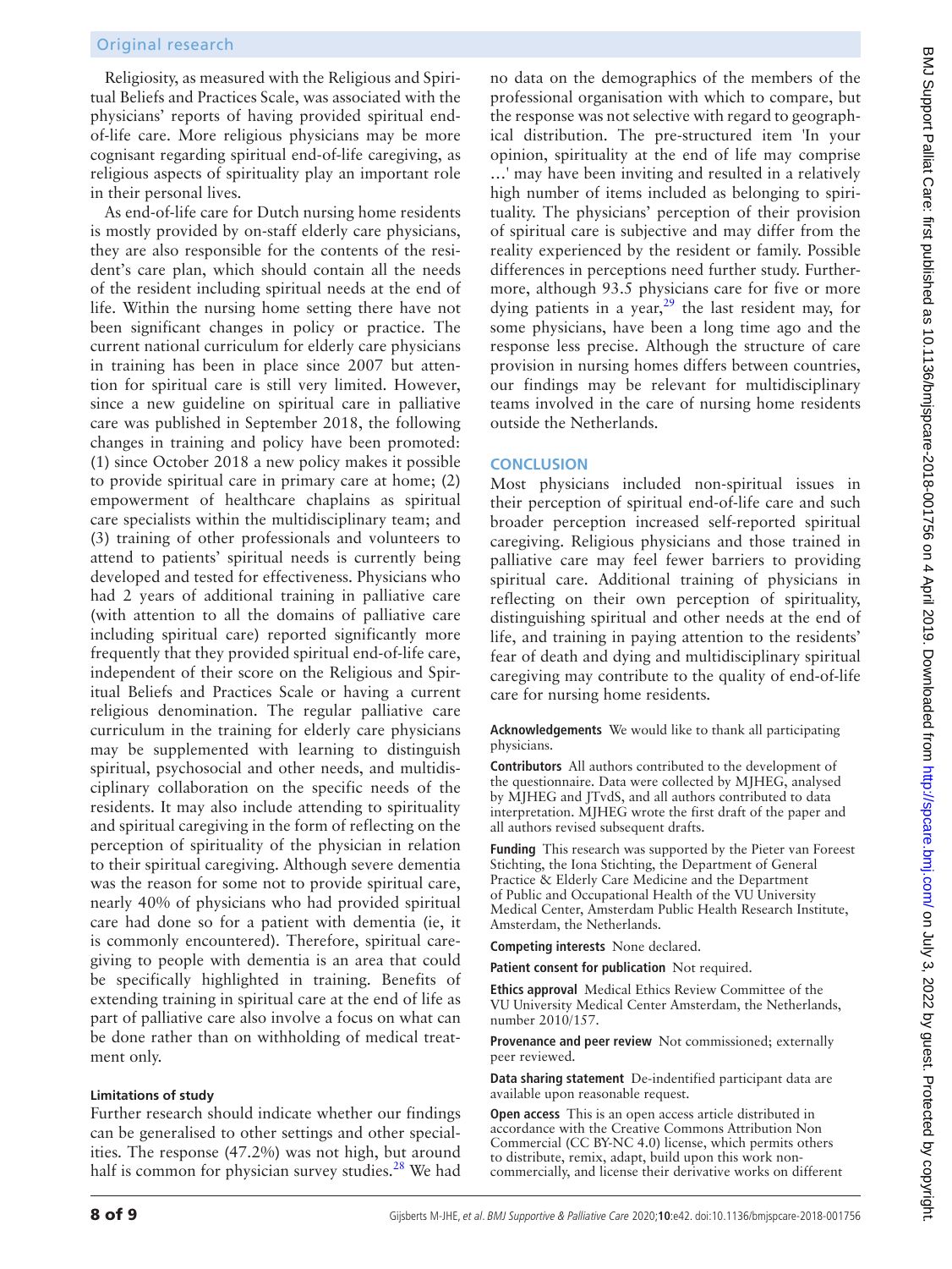Religiosity, as measured with the Religious and Spiritual Beliefs and Practices Scale, was associated with the physicians' reports of having provided spiritual end-of-life care. More religious physicians may be more cognisant regarding spiritual end-of-life caregiving, as religious aspects of spirituality play an important role in their personal lives.

As end-of-life care for Dutch nursing home residents is mostly provided by on-staff elderly care physicians, they are also responsible for the contents of the resident's care plan, which should contain all the needs of the resident including spiritual needs at the end of life. Within the nursing home setting there have not been significant changes in policy or practice. The current national curriculum for elderly care physicians in training has been in place since 2007 but attention for spiritual care is still very limited. However, since a new guideline on spiritual care in palliative care was published in September 2018, the following changes in training and policy have been promoted: (1) since October 2018 a new policy makes it possible to provide spiritual care in primary care at home; (2) empowerment of healthcare chaplains as spiritual care specialists within the multidisciplinary team; and (3) training of other professionals and volunteers to attend to patients' spiritual needs is currently being developed and tested for effectiveness. Physicians who had 2 years of additional training in palliative care (with attention to all the domains of palliative care including spiritual care) reported significantly more frequently that they provided spiritual end-of-life care, independent of their score on the Religious and Spiritual Beliefs and Practices Scale or having a current religious denomination. The regular palliative care curriculum in the training for elderly care physicians may be supplemented with learning to distinguish spiritual, psychosocial and other needs, and multidisciplinary collaboration on the specific needs of the residents. It may also include attending to spirituality and spiritual caregiving in the form of reflecting on the perception of spirituality of the physician in relation to their spiritual caregiving. Although severe dementia was the reason for some not to provide spiritual care, nearly 40% of physicians who had provided spiritual care had done so for a patient with dementia (ie, it is commonly encountered). Therefore, spiritual caregiving to people with dementia is an area that could be specifically highlighted in training. Benefits of extending training in spiritual care at the end of life as part of palliative care also involve a focus on what can be done rather than on withholding of medical treatment only.

### Limitations of study

Further research should indicate whether our findings can be generalised to other settings and other specialities. The response (47.2%) was not high, but around half is common for physician survey studies.[28] We had no data on the demographics of the members of the professional organisation with which to compare, but the response was not selective with regard to geographical distribution. The pre-structured item 'In your opinion, spirituality at the end of life may comprise …' may have been inviting and resulted in a relatively high number of items included as belonging to spirituality. The physicians' perception of their provision of spiritual care is subjective and may differ from the reality experienced by the resident or family. Possible differences in perceptions need further study. Furthermore, although 93.5 physicians care for five or more dying patients in a year,[29] the last resident may, for some physicians, have been a long time ago and the response less precise. Although the structure of care provision in nursing homes differs between countries, our findings may be relevant for multidisciplinary teams involved in the care of nursing home residents outside the Netherlands.

## CONCLUSION

Most physicians included non-spiritual issues in their perception of spiritual end-of-life care and such broader perception increased self-reported spiritual caregiving. Religious physicians and those trained in palliative care may feel fewer barriers to providing spiritual care. Additional training of physicians in reflecting on their own perception of spirituality, distinguishing spiritual and other needs at the end of life, and training in paying attention to the residents' fear of death and dying and multidisciplinary spiritual caregiving may contribute to the quality of end-of-life care for nursing home residents.

**Acknowledgements** We would like to thank all participating physicians.

**Contributors** All authors contributed to the development of the questionnaire. Data were collected by MJHEG, analysed by MJHEG and JTvdS, and all authors contributed to data interpretation. MJHEG wrote the first draft of the paper and all authors revised subsequent drafts.

**Funding** This research was supported by the Pieter van Foreest Stichting, the Iona Stichting, the Department of General Practice & Elderly Care Medicine and the Department of Public and Occupational Health of the VU University Medical Center, Amsterdam Public Health Research Institute, Amsterdam, the Netherlands.

**Competing interests** None declared.

**Patient consent for publication** Not required.

**Ethics approval** Medical Ethics Review Committee of the VU University Medical Center Amsterdam, the Netherlands, number 2010/157.

**Provenance and peer review** Not commissioned; externally peer reviewed.

**Data sharing statement** De-indentified participant data are available upon reasonable request.

**Open access** This is an open access article distributed in accordance with the Creative Commons Attribution Non Commercial (CC BY-NC 4.0) license, which permits others to distribute, remix, adapt, build upon this work non-commercially, and license their derivative works on different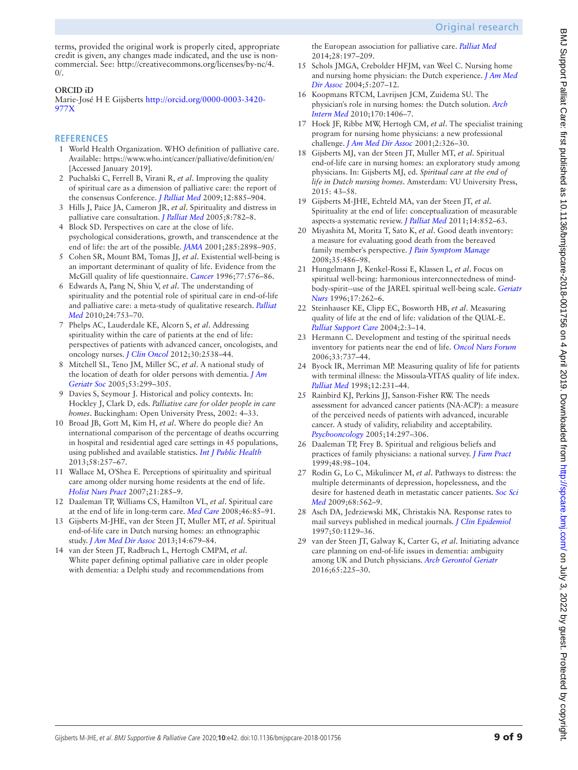terms, provided the original work is properly cited, appropriate credit is given, any changes made indicated, and the use is non-commercial. See: http://creativecommons.org/licenses/by-nc/4.0/.

**ORCID iD**

Marie-José H E Gijsberts http://orcid.org/0000-0003-3420-977X

## REFERENCES

1. World Health Organization. WHO definition of palliative care. Available: https://www.who.int/cancer/palliative/definition/en/ [Accessed January 2019].
2. Puchalski C, Ferrell B, Virani R, *et al*. Improving the quality of spiritual care as a dimension of palliative care: the report of the consensus Conference. *J Palliat Med* 2009;12:885–904.
3. Hills J, Paice JA, Cameron JR, *et al*. Spirituality and distress in palliative care consultation. *J Palliat Med* 2005;8:782–8.
4. Block SD. Perspectives on care at the close of life. psychological considerations, growth, and transcendence at the end of life: the art of the possible. *JAMA* 2001;285:2898–905.
5. Cohen SR, Mount BM, Tomas JJ, *et al*. Existential well-being is an important determinant of quality of life. Evidence from the McGill quality of life questionnaire. *Cancer* 1996;77:576–86.
6. Edwards A, Pang N, Shiu V, *et al*. The understanding of spirituality and the potential role of spiritual care in end-of-life and palliative care: a meta-study of qualitative research. *Palliat Med* 2010;24:753–70.
7. Phelps AC, Lauderdale KE, Alcorn S, *et al*. Addressing spirituality within the care of patients at the end of life: perspectives of patients with advanced cancer, oncologists, and oncology nurses. *J Clin Oncol* 2012;30:2538–44.
8. Mitchell SL, Teno JM, Miller SC, *et al*. A national study of the location of death for older persons with dementia. *J Am Geriatr Soc* 2005;53:299–305.
9. Davies S, Seymour J. Historical and policy contexts. In: Hockley J, Clark D, eds. *Palliative care for older people in care homes*. Buckingham: Open University Press, 2002: 4–33.
10. Broad JB, Gott M, Kim H, *et al*. Where do people die? An international comparison of the percentage of deaths occurring in hospital and residential aged care settings in 45 populations, using published and available statistics. *Int J Public Health* 2013;58:257–67.
11. Wallace M, O'Shea E. Perceptions of spirituality and spiritual care among older nursing home residents at the end of life. *Holist Nurs Pract* 2007;21:285–9.
12. Daaleman TP, Williams CS, Hamilton VL, *et al*. Spiritual care at the end of life in long-term care. *Med Care* 2008;46:85–91.
13. Gijsberts M-JHE, van der Steen JT, Muller MT, *et al*. Spiritual end-of-life care in Dutch nursing homes: an ethnographic study. *J Am Med Dir Assoc* 2013;14:679–84.
14. van der Steen JT, Radbruch L, Hertogh CMPM, *et al*. White paper defining optimal palliative care in older people with dementia: a Delphi study and recommendations from the European association for palliative care. *Palliat Med* 2014;28:197–209.
15. Schols JMGA, Crebolder HFJM, van Weel C. Nursing home and nursing home physician: the Dutch experience. *J Am Med Dir Assoc* 2004;5:207–12.
16. Koopmans RTCM, Lavrijsen JCM, Zuidema SU. The physician's role in nursing homes: the Dutch solution. *Arch Intern Med* 2010;170:1406–7.
17. Hoek JF, Ribbe MW, Hertogh CM, *et al*. The specialist training program for nursing home physicians: a new professional challenge. *J Am Med Dir Assoc* 2001;2:326–30.
18. Gijsberts MJ, van der Steen JT, Muller MT, *et al*. Spiritual end-of-life care in nursing homes: an exploratory study among physicians. In: Gijsberts MJ, ed. *Spiritual care at the end of life in Dutch nursing homes*. Amsterdam: VU University Press, 2015: 43–58.
19. Gijsberts M-JHE, Echteld MA, van der Steen JT, *et al*. Spirituality at the end of life: conceptualization of measurable aspects-a systematic review. *J Palliat Med* 2011;14:852–63.
20. Miyashita M, Morita T, Sato K, *et al*. Good death inventory: a measure for evaluating good death from the bereaved family member's perspective. *J Pain Symptom Manage* 2008;35:486–98.
21. Hungelmann J, Kenkel-Rossi E, Klassen L, *et al*. Focus on spiritual well-being: harmonious interconnectedness of mind-body-spirit--use of the JAREL spiritual well-being scale. *Geriatr Nurs* 1996;17:262–6.
22. Steinhauser KE, Clipp EC, Bosworth HB, *et al*. Measuring quality of life at the end of life: validation of the QUAL-E. *Palliat Support Care* 2004;2:3–14.
23. Hermann C. Development and testing of the spiritual needs inventory for patients near the end of life. *Oncol Nurs Forum* 2006;33:737–44.
24. Byock IR, Merriman MP. Measuring quality of life for patients with terminal illness: the Missoula-VITAS quality of life index. *Palliat Med* 1998;12:231–44.
25. Rainbird KJ, Perkins JJ, Sanson-Fisher RW. The needs assessment for advanced cancer patients (NA-ACP): a measure of the perceived needs of patients with advanced, incurable cancer. A study of validity, reliability and acceptability. *Psychooncology* 2005;14:297–306.
26. Daaleman TP, Frey B. Spiritual and religious beliefs and practices of family physicians: a national survey. *J Fam Pract* 1999;48:98–104.
27. Rodin G, Lo C, Mikulincer M, *et al*. Pathways to distress: the multiple determinants of depression, hopelessness, and the desire for hastened death in metastatic cancer patients. *Soc Sci Med* 2009;68:562–9.
28. Asch DA, Jedrziewski MK, Christakis NA. Response rates to mail surveys published in medical journals. *J Clin Epidemiol* 1997;50:1129–36.
29. van der Steen JT, Galway K, Carter G, *et al*. Initiating advance care planning on end-of-life issues in dementia: ambiguity among UK and Dutch physicians. *Arch Gerontol Geriatr* 2016;65:225–30.